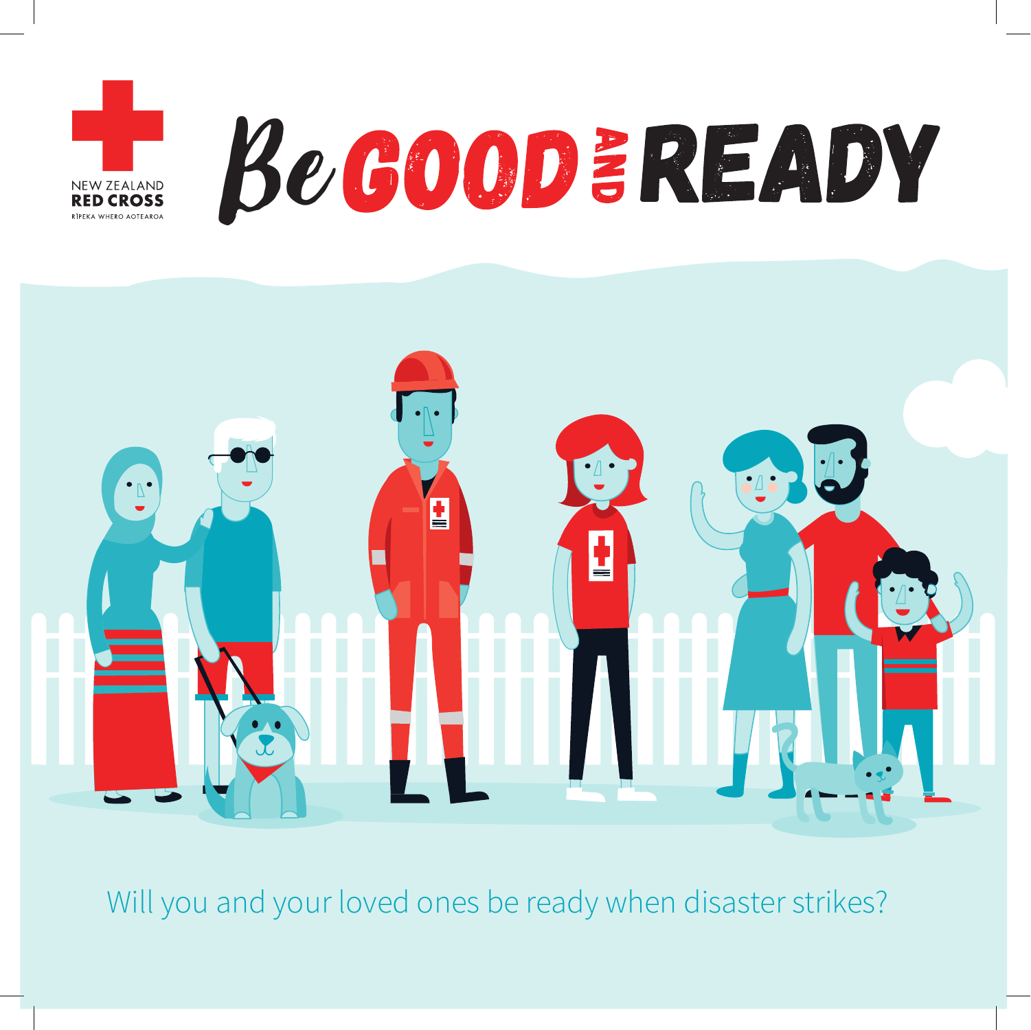NEW ZEALAND
**RED CROSS**
RĪPEKA WHERO AOTEAROA

# Be GOOD AND READY

Will you and your loved ones be ready when disaster strikes?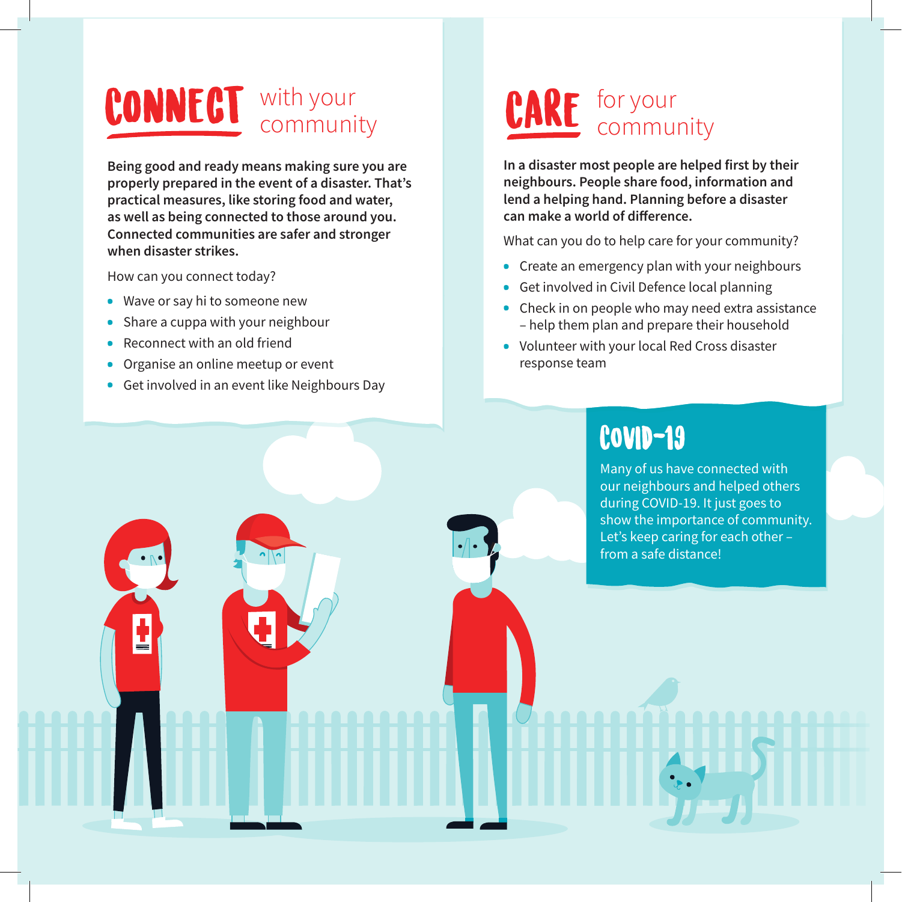## CONNECT with your community

**Being good and ready means making sure you are properly prepared in the event of a disaster. That's practical measures, like storing food and water, as well as being connected to those around you. Connected communities are safer and stronger when disaster strikes.**

How can you connect today?

- Wave or say hi to someone new
- Share a cuppa with your neighbour
- Reconnect with an old friend
- Organise an online meetup or event
- Get involved in an event like Neighbours Day

## CARE for your community

**In a disaster most people are helped first by their neighbours. People share food, information and lend a helping hand. Planning before a disaster can make a world of difference.**

What can you do to help care for your community?

- Create an emergency plan with your neighbours
- Get involved in Civil Defence local planning
- Check in on people who may need extra assistance – help them plan and prepare their household
- Volunteer with your local Red Cross disaster response team

## COVID-19

Many of us have connected with our neighbours and helped others during COVID-19. It just goes to show the importance of community. Let's keep caring for each other – from a safe distance!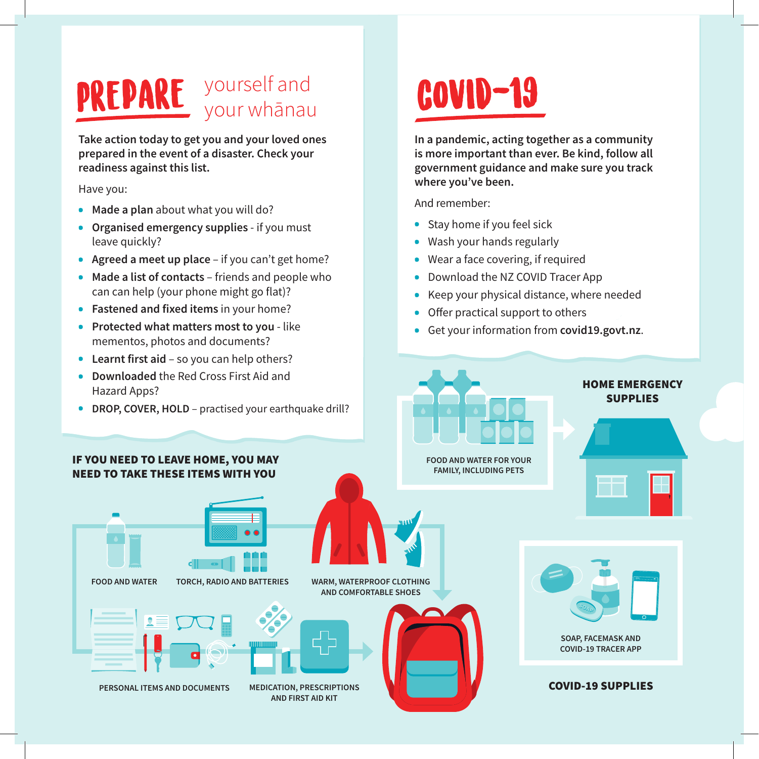# PREPARE yourself and your whānau

**Take action today to get you and your loved ones prepared in the event of a disaster. Check your readiness against this list.**

Have you:

- **Made a plan** about what you will do?
- **Organised emergency supplies** - if you must leave quickly?
- **Agreed a meet up place** – if you can't get home?
- **Made a list of contacts** – friends and people who can can help (your phone might go flat)?
- **Fastened and fixed items** in your home?
- **Protected what matters most to you** - like mementos, photos and documents?
- **Learnt first aid** – so you can help others?
- **Downloaded** the Red Cross First Aid and Hazard Apps?
- **DROP, COVER, HOLD** – practised your earthquake drill?

# COVID-19

**In a pandemic, acting together as a community is more important than ever. Be kind, follow all government guidance and make sure you track where you've been.**

And remember:

- Stay home if you feel sick
- Wash your hands regularly
- Wear a face covering, if required
- Download the NZ COVID Tracer App
- Keep your physical distance, where needed
- Offer practical support to others
- Get your information from **covid19.govt.nz**.

## IF YOU NEED TO LEAVE HOME, YOU MAY NEED TO TAKE THESE ITEMS WITH YOU

- FOOD AND WATER
- TORCH, RADIO AND BATTERIES
- WARM, WATERPROOF CLOTHING AND COMFORTABLE SHOES
- PERSONAL ITEMS AND DOCUMENTS
- MEDICATION, PRESCRIPTIONS AND FIRST AID KIT

## HOME EMERGENCY SUPPLIES

- FOOD AND WATER FOR YOUR FAMILY, INCLUDING PETS

## COVID-19 SUPPLIES

- SOAP, FACEMASK AND COVID-19 TRACER APP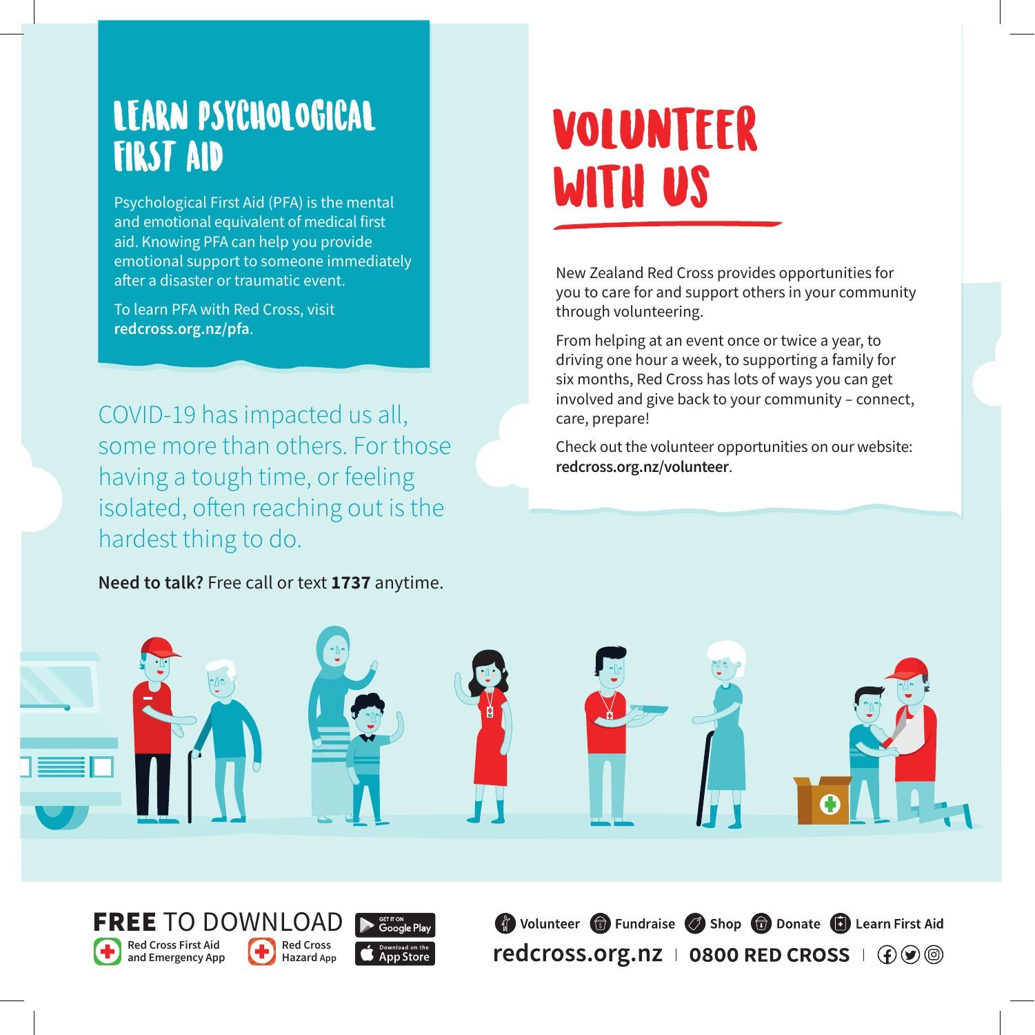## LEARN PSYCHOLOGICAL FIRST AID

Psychological First Aid (PFA) is the mental and emotional equivalent of medical first aid. Knowing PFA can help you provide emotional support to someone immediately after a disaster or traumatic event.

To learn PFA with Red Cross, visit **redcross.org.nz/pfa**.

COVID-19 has impacted us all, some more than others. For those having a tough time, or feeling isolated, often reaching out is the hardest thing to do.

**Need to talk?** Free call or text **1737** anytime.

## VOLUNTEER WITH US

New Zealand Red Cross provides opportunities for you to care for and support others in your community through volunteering.

From helping at an event once or twice a year, to driving one hour a week, to supporting a family for six months, Red Cross has lots of ways you can get involved and give back to your community – connect, care, prepare!

Check out the volunteer opportunities on our website: **redcross.org.nz/volunteer**.

**FREE** TO DOWNLOAD

Red Cross First Aid and Emergency App

Red Cross Hazard App

GET IT ON Google Play

Download on the App Store

Volunteer | Fundraise | Shop | Donate | Learn First Aid

**redcross.org.nz** | **0800 RED CROSS**